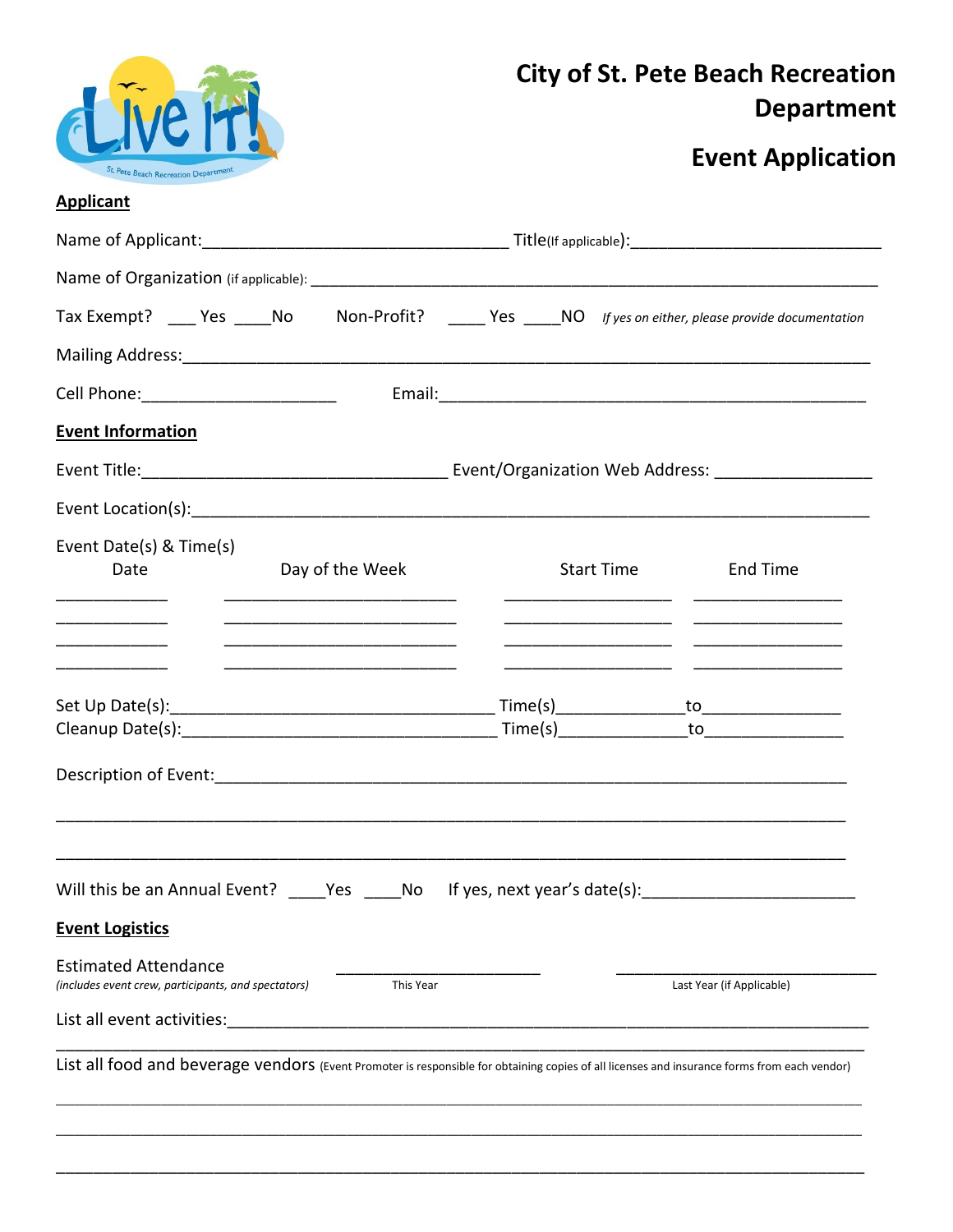# City of St. Pete Beach Recreation Department

## Event Application

**Applicant**

Name of Applicant:________________________________ Title(If applicable):__________________________

Name of Organization (if applicable): ____________________________________________________________

Tax Exempt? ___ Yes ____No    Non-Profit? ____ Yes ____NO *If yes on either, please provide documentation*

Mailing Address:______________________________________________________________________

Cell Phone:_____________________    Email:_______________________________________________

**Event Information**

Event Title:________________________________ Event/Organization Web Address: ________________

Event Location(s):_____________________________________________________________________

Event Date(s) & Time(s)

| Date | Day of the Week | Start Time | End Time |
|---|---|---|---|
| ___________ | _______________________ | _________________ | _______________ |
| ___________ | _______________________ | _________________ | _______________ |
| ___________ | _______________________ | _________________ | _______________ |
| ___________ | _______________________ | _________________ | _______________ |

Set Up Date(s):__________________________________ Time(s)_____________to______________

Cleanup Date(s):________________________________ Time(s)_____________to______________

Description of Event:_______________________________________________________________

_____________________________________________________________________________

_____________________________________________________________________________

Will this be an Annual Event? ____Yes ____No   If yes, next year's date(s):______________________

**Event Logistics**

Estimated Attendance
*(includes event crew, participants, and spectators)*

_____________________ This Year

___________________________ Last Year (if Applicable)

List all event activities:_____________________________________________________________

_____________________________________________________________________________

List all food and beverage vendors (Event Promoter is responsible for obtaining copies of all licenses and insurance forms from each vendor)

_____________________________________________________________________________

_____________________________________________________________________________

_____________________________________________________________________________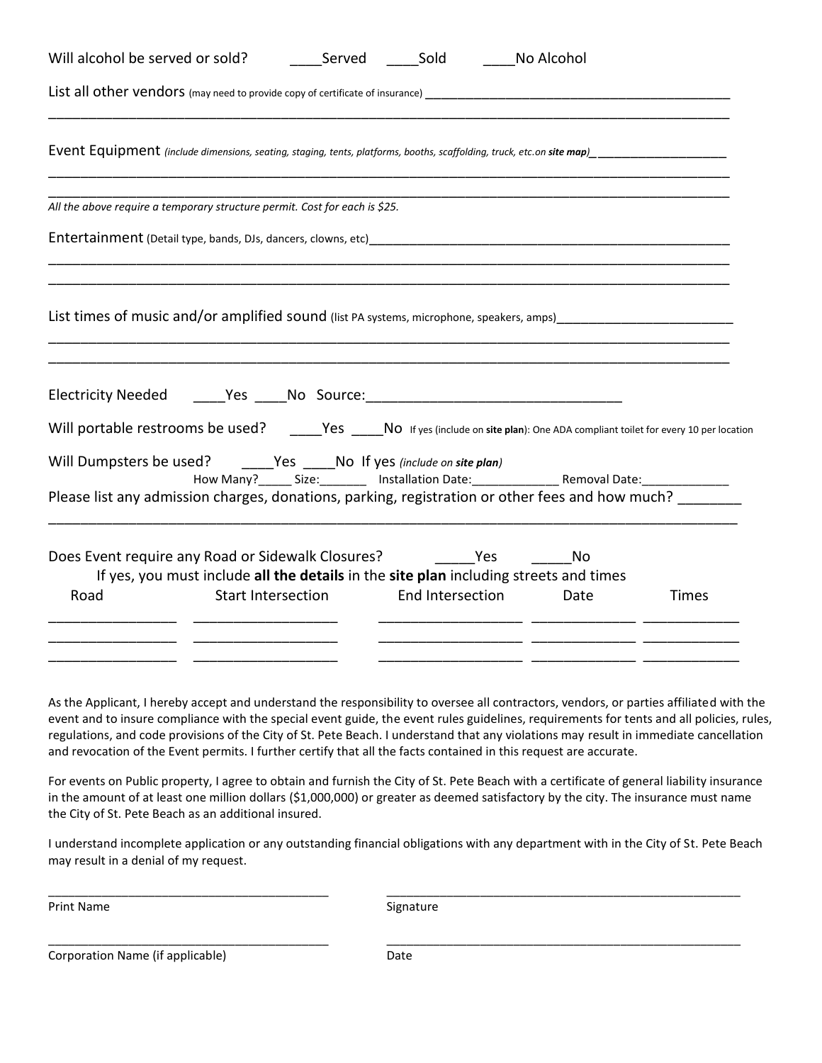Will alcohol be served or sold? ____Served ____Sold ____No Alcohol

List all other vendors (may need to provide copy of certificate of insurance) ___________________________________________

_____________________________________________________________________________________________

Event Equipment *(include dimensions, seating, staging, tents, platforms, booths, scaffolding, truck, etc.on **site map**)*_____________________

_____________________________________________________________________________________________

_____________________________________________________________________________________________

*All the above require a temporary structure permit. Cost for each is $25.*

Entertainment (Detail type, bands, DJs, dancers, clowns, etc)_____________________________________________________

_____________________________________________________________________________________________

_____________________________________________________________________________________________

List times of music and/or amplified sound (list PA systems, microphone, speakers, amps)__________________________

_____________________________________________________________________________________________

_____________________________________________________________________________________________

Electricity Needed ____Yes ____No Source:________________________________

Will portable restrooms be used? ____Yes ____No If yes (include on **site plan**): One ADA compliant toilet for every 10 per location

Will Dumpsters be used? ____Yes ____No If yes *(include on **site plan**)*

How Many?_____ Size:_______ Installation Date:_____________ Removal Date:_____________

Please list any admission charges, donations, parking, registration or other fees and how much? ________

_____________________________________________________________________________________________

Does Event require any Road or Sidewalk Closures? _____Yes _____No

If yes, you must include **all the details** in the **site plan** including streets and times

| Road | Start Intersection | End Intersection | Date | Times |
|---|---|---|---|---|
| | | | | |
| | | | | |
| | | | | |

As the Applicant, I hereby accept and understand the responsibility to oversee all contractors, vendors, or parties affiliated with the event and to insure compliance with the special event guide, the event rules guidelines, requirements for tents and all policies, rules, regulations, and code provisions of the City of St. Pete Beach. I understand that any violations may result in immediate cancellation and revocation of the Event permits. I further certify that all the facts contained in this request are accurate.

For events on Public property, I agree to obtain and furnish the City of St. Pete Beach with a certificate of general liability insurance in the amount of at least one million dollars ($1,000,000) or greater as deemed satisfactory by the city. The insurance must name the City of St. Pete Beach as an additional insured.

I understand incomplete application or any outstanding financial obligations with any department with in the City of St. Pete Beach may result in a denial of my request.

_________________________________________ _________________________________________

Print Name Signature

_________________________________________ _________________________________________

Corporation Name (if applicable) Date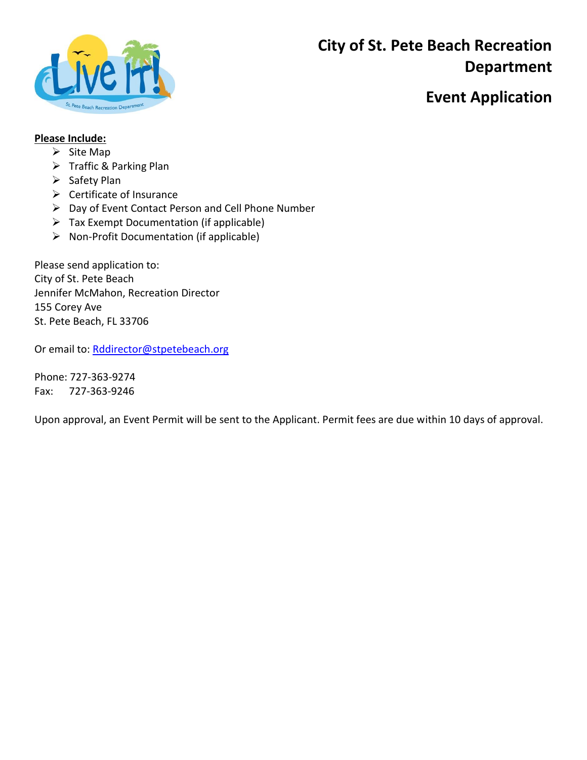# City of St. Pete Beach Recreation Department

## Event Application

**Please Include:**

- Site Map
- Traffic & Parking Plan
- Safety Plan
- Certificate of Insurance
- Day of Event Contact Person and Cell Phone Number
- Tax Exempt Documentation (if applicable)
- Non-Profit Documentation (if applicable)

Please send application to:
City of St. Pete Beach
Jennifer McMahon, Recreation Director
155 Corey Ave
St. Pete Beach, FL 33706

Or email to: Rddirector@stpetebeach.org

Phone: 727-363-9274
Fax: 727-363-9246

Upon approval, an Event Permit will be sent to the Applicant. Permit fees are due within 10 days of approval.